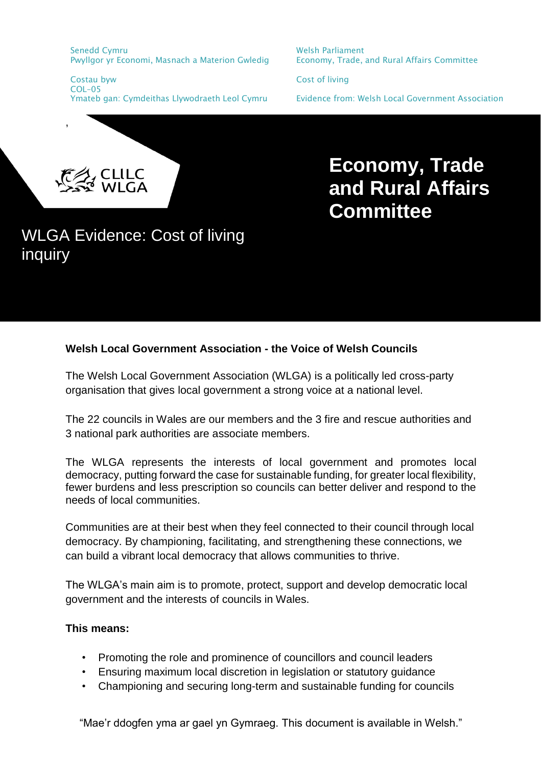Senedd Cymru
Pwyllgor yr Economi, Masnach a Materion Gwledig

Costau byw
COL-05
Ymateb gan: Cymdeithas Llywodraeth Leol Cymru

Welsh Parliament
Economy, Trade, and Rural Affairs Committee

Cost of living

Evidence from: Welsh Local Government Association

CLlLC
WLGA

# Economy, Trade and Rural Affairs Committee

## WLGA Evidence: Cost of living inquiry

**Welsh Local Government Association - the Voice of Welsh Councils**

The Welsh Local Government Association (WLGA) is a politically led cross-party organisation that gives local government a strong voice at a national level.

The 22 councils in Wales are our members and the 3 fire and rescue authorities and 3 national park authorities are associate members.

The WLGA represents the interests of local government and promotes local democracy, putting forward the case for sustainable funding, for greater local flexibility, fewer burdens and less prescription so councils can better deliver and respond to the needs of local communities.

Communities are at their best when they feel connected to their council through local democracy. By championing, facilitating, and strengthening these connections, we can build a vibrant local democracy that allows communities to thrive.

The WLGA's main aim is to promote, protect, support and develop democratic local government and the interests of councils in Wales.

**This means:**

- Promoting the role and prominence of councillors and council leaders
- Ensuring maximum local discretion in legislation or statutory guidance
- Championing and securing long-term and sustainable funding for councils

"Mae'r ddogfen yma ar gael yn Gymraeg. This document is available in Welsh."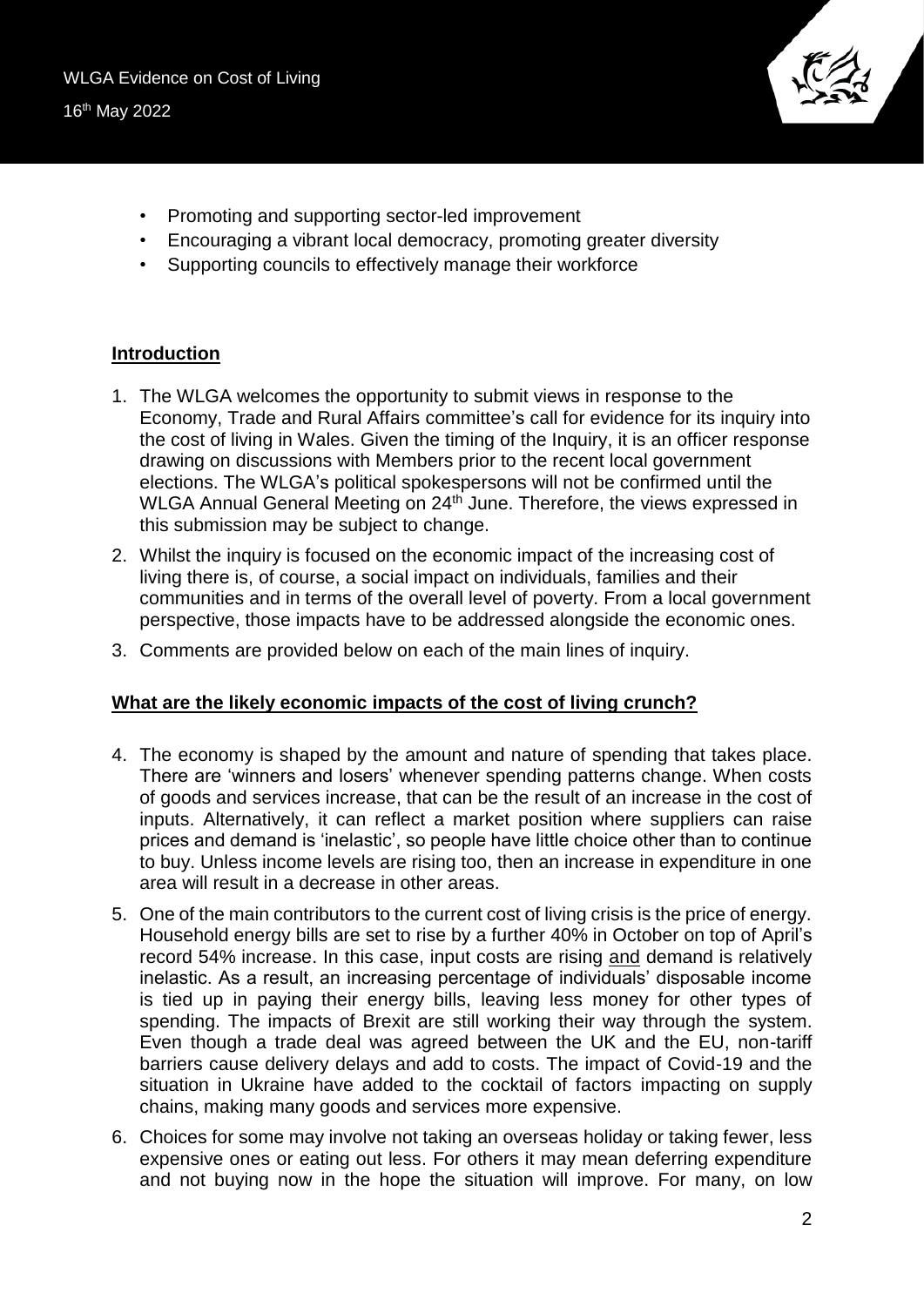- Promoting and supporting sector-led improvement
- Encouraging a vibrant local democracy, promoting greater diversity
- Supporting councils to effectively manage their workforce

## Introduction

1. The WLGA welcomes the opportunity to submit views in response to the Economy, Trade and Rural Affairs committee's call for evidence for its inquiry into the cost of living in Wales. Given the timing of the Inquiry, it is an officer response drawing on discussions with Members prior to the recent local government elections. The WLGA's political spokespersons will not be confirmed until the WLGA Annual General Meeting on 24th June. Therefore, the views expressed in this submission may be subject to change.
2. Whilst the inquiry is focused on the economic impact of the increasing cost of living there is, of course, a social impact on individuals, families and their communities and in terms of the overall level of poverty. From a local government perspective, those impacts have to be addressed alongside the economic ones.
3. Comments are provided below on each of the main lines of inquiry.

## What are the likely economic impacts of the cost of living crunch?

4. The economy is shaped by the amount and nature of spending that takes place. There are 'winners and losers' whenever spending patterns change. When costs of goods and services increase, that can be the result of an increase in the cost of inputs. Alternatively, it can reflect a market position where suppliers can raise prices and demand is 'inelastic', so people have little choice other than to continue to buy. Unless income levels are rising too, then an increase in expenditure in one area will result in a decrease in other areas.
5. One of the main contributors to the current cost of living crisis is the price of energy. Household energy bills are set to rise by a further 40% in October on top of April's record 54% increase. In this case, input costs are rising and demand is relatively inelastic. As a result, an increasing percentage of individuals' disposable income is tied up in paying their energy bills, leaving less money for other types of spending. The impacts of Brexit are still working their way through the system. Even though a trade deal was agreed between the UK and the EU, non-tariff barriers cause delivery delays and add to costs. The impact of Covid-19 and the situation in Ukraine have added to the cocktail of factors impacting on supply chains, making many goods and services more expensive.
6. Choices for some may involve not taking an overseas holiday or taking fewer, less expensive ones or eating out less. For others it may mean deferring expenditure and not buying now in the hope the situation will improve. For many, on low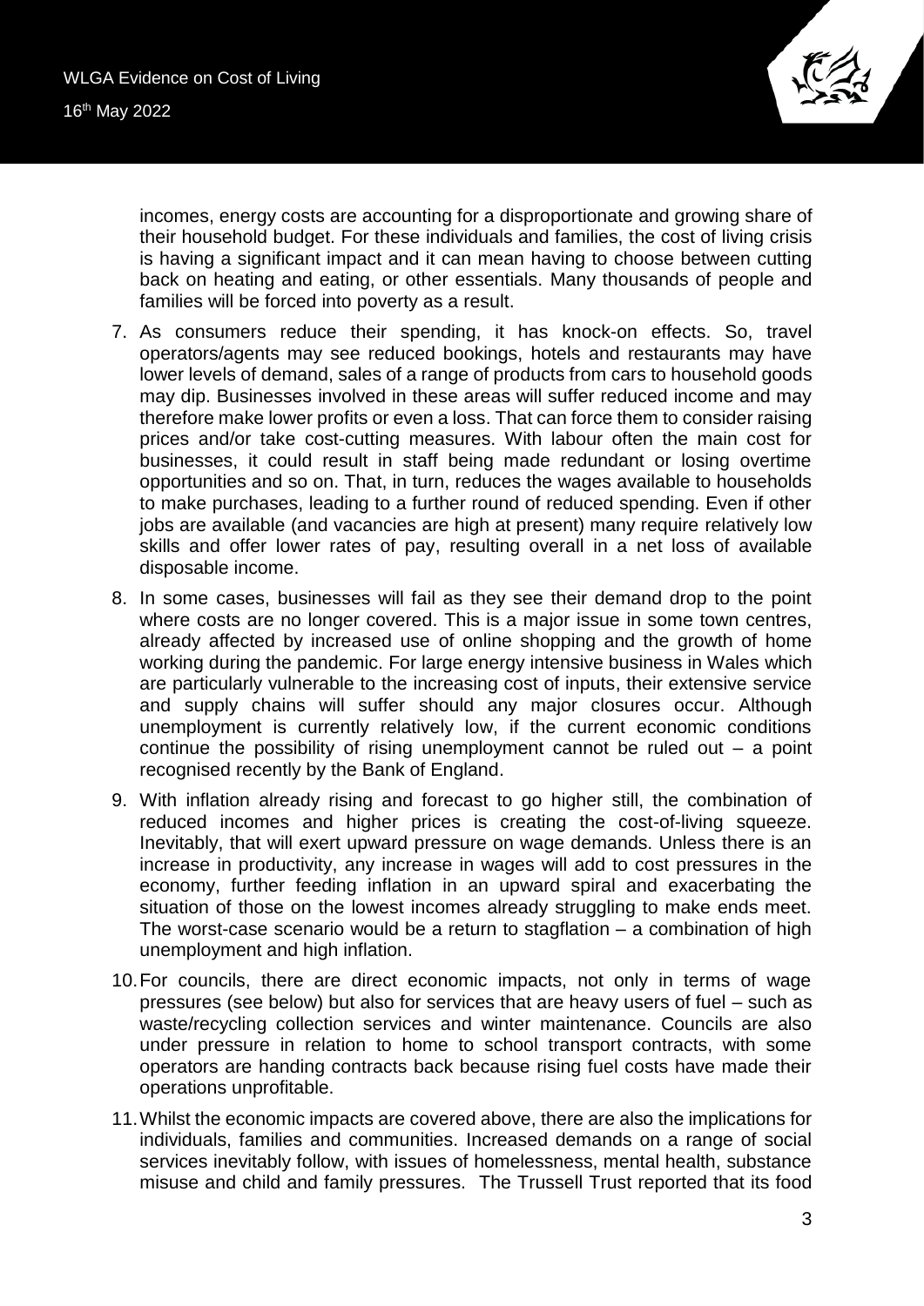incomes, energy costs are accounting for a disproportionate and growing share of their household budget. For these individuals and families, the cost of living crisis is having a significant impact and it can mean having to choose between cutting back on heating and eating, or other essentials. Many thousands of people and families will be forced into poverty as a result.

7. As consumers reduce their spending, it has knock-on effects. So, travel operators/agents may see reduced bookings, hotels and restaurants may have lower levels of demand, sales of a range of products from cars to household goods may dip. Businesses involved in these areas will suffer reduced income and may therefore make lower profits or even a loss. That can force them to consider raising prices and/or take cost-cutting measures. With labour often the main cost for businesses, it could result in staff being made redundant or losing overtime opportunities and so on. That, in turn, reduces the wages available to households to make purchases, leading to a further round of reduced spending. Even if other jobs are available (and vacancies are high at present) many require relatively low skills and offer lower rates of pay, resulting overall in a net loss of available disposable income.

8. In some cases, businesses will fail as they see their demand drop to the point where costs are no longer covered. This is a major issue in some town centres, already affected by increased use of online shopping and the growth of home working during the pandemic. For large energy intensive business in Wales which are particularly vulnerable to the increasing cost of inputs, their extensive service and supply chains will suffer should any major closures occur. Although unemployment is currently relatively low, if the current economic conditions continue the possibility of rising unemployment cannot be ruled out – a point recognised recently by the Bank of England.

9. With inflation already rising and forecast to go higher still, the combination of reduced incomes and higher prices is creating the cost-of-living squeeze. Inevitably, that will exert upward pressure on wage demands. Unless there is an increase in productivity, any increase in wages will add to cost pressures in the economy, further feeding inflation in an upward spiral and exacerbating the situation of those on the lowest incomes already struggling to make ends meet. The worst-case scenario would be a return to stagflation – a combination of high unemployment and high inflation.

10. For councils, there are direct economic impacts, not only in terms of wage pressures (see below) but also for services that are heavy users of fuel – such as waste/recycling collection services and winter maintenance. Councils are also under pressure in relation to home to school transport contracts, with some operators are handing contracts back because rising fuel costs have made their operations unprofitable.

11. Whilst the economic impacts are covered above, there are also the implications for individuals, families and communities. Increased demands on a range of social services inevitably follow, with issues of homelessness, mental health, substance misuse and child and family pressures. The Trussell Trust reported that its food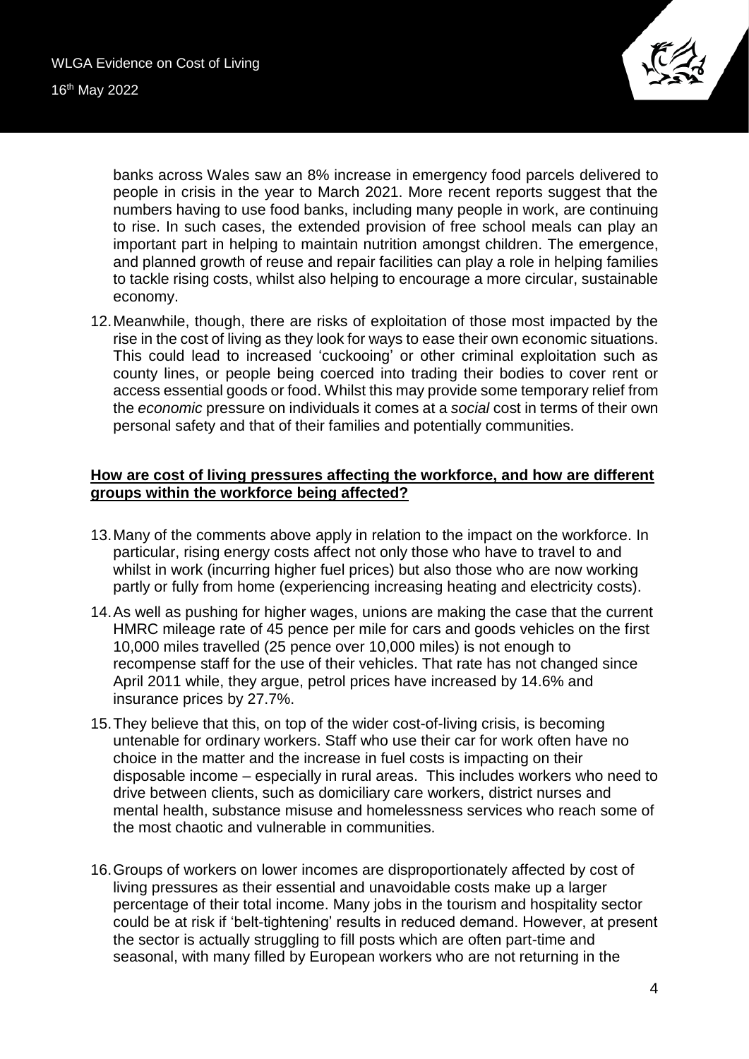banks across Wales saw an 8% increase in emergency food parcels delivered to people in crisis in the year to March 2021. More recent reports suggest that the numbers having to use food banks, including many people in work, are continuing to rise. In such cases, the extended provision of free school meals can play an important part in helping to maintain nutrition amongst children. The emergence, and planned growth of reuse and repair facilities can play a role in helping families to tackle rising costs, whilst also helping to encourage a more circular, sustainable economy.

12. Meanwhile, though, there are risks of exploitation of those most impacted by the rise in the cost of living as they look for ways to ease their own economic situations. This could lead to increased 'cuckooing' or other criminal exploitation such as county lines, or people being coerced into trading their bodies to cover rent or access essential goods or food. Whilst this may provide some temporary relief from the *economic* pressure on individuals it comes at a *social* cost in terms of their own personal safety and that of their families and potentially communities.

**How are cost of living pressures affecting the workforce, and how are different groups within the workforce being affected?**

13. Many of the comments above apply in relation to the impact on the workforce. In particular, rising energy costs affect not only those who have to travel to and whilst in work (incurring higher fuel prices) but also those who are now working partly or fully from home (experiencing increasing heating and electricity costs).

14. As well as pushing for higher wages, unions are making the case that the current HMRC mileage rate of 45 pence per mile for cars and goods vehicles on the first 10,000 miles travelled (25 pence over 10,000 miles) is not enough to recompense staff for the use of their vehicles. That rate has not changed since April 2011 while, they argue, petrol prices have increased by 14.6% and insurance prices by 27.7%.

15. They believe that this, on top of the wider cost-of-living crisis, is becoming untenable for ordinary workers. Staff who use their car for work often have no choice in the matter and the increase in fuel costs is impacting on their disposable income – especially in rural areas. This includes workers who need to drive between clients, such as domiciliary care workers, district nurses and mental health, substance misuse and homelessness services who reach some of the most chaotic and vulnerable in communities.

16. Groups of workers on lower incomes are disproportionately affected by cost of living pressures as their essential and unavoidable costs make up a larger percentage of their total income. Many jobs in the tourism and hospitality sector could be at risk if 'belt-tightening' results in reduced demand. However, at present the sector is actually struggling to fill posts which are often part-time and seasonal, with many filled by European workers who are not returning in the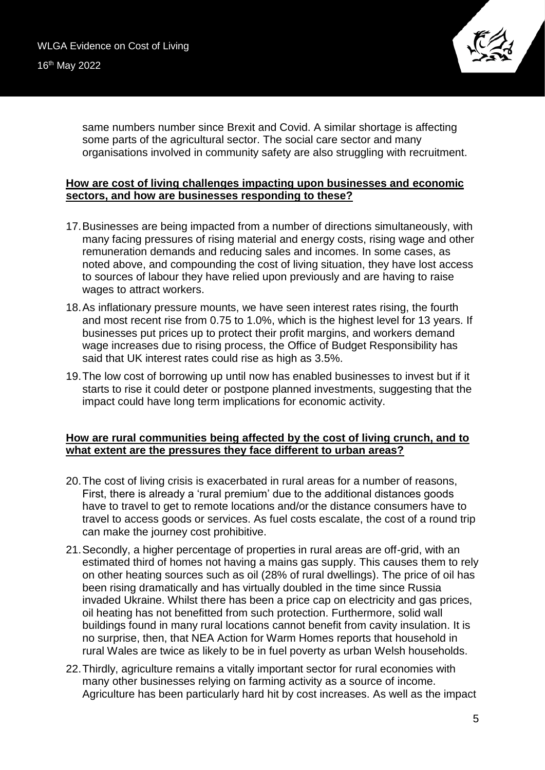same numbers number since Brexit and Covid. A similar shortage is affecting some parts of the agricultural sector. The social care sector and many organisations involved in community safety are also struggling with recruitment.

**How are cost of living challenges impacting upon businesses and economic sectors, and how are businesses responding to these?**

17. Businesses are being impacted from a number of directions simultaneously, with many facing pressures of rising material and energy costs, rising wage and other remuneration demands and reducing sales and incomes. In some cases, as noted above, and compounding the cost of living situation, they have lost access to sources of labour they have relied upon previously and are having to raise wages to attract workers.

18. As inflationary pressure mounts, we have seen interest rates rising, the fourth and most recent rise from 0.75 to 1.0%, which is the highest level for 13 years. If businesses put prices up to protect their profit margins, and workers demand wage increases due to rising process, the Office of Budget Responsibility has said that UK interest rates could rise as high as 3.5%.

19. The low cost of borrowing up until now has enabled businesses to invest but if it starts to rise it could deter or postpone planned investments, suggesting that the impact could have long term implications for economic activity.

**How are rural communities being affected by the cost of living crunch, and to what extent are the pressures they face different to urban areas?**

20. The cost of living crisis is exacerbated in rural areas for a number of reasons, First, there is already a 'rural premium' due to the additional distances goods have to travel to get to remote locations and/or the distance consumers have to travel to access goods or services. As fuel costs escalate, the cost of a round trip can make the journey cost prohibitive.

21. Secondly, a higher percentage of properties in rural areas are off-grid, with an estimated third of homes not having a mains gas supply. This causes them to rely on other heating sources such as oil (28% of rural dwellings). The price of oil has been rising dramatically and has virtually doubled in the time since Russia invaded Ukraine. Whilst there has been a price cap on electricity and gas prices, oil heating has not benefitted from such protection. Furthermore, solid wall buildings found in many rural locations cannot benefit from cavity insulation. It is no surprise, then, that NEA Action for Warm Homes reports that household in rural Wales are twice as likely to be in fuel poverty as urban Welsh households.

22. Thirdly, agriculture remains a vitally important sector for rural economies with many other businesses relying on farming activity as a source of income. Agriculture has been particularly hard hit by cost increases. As well as the impact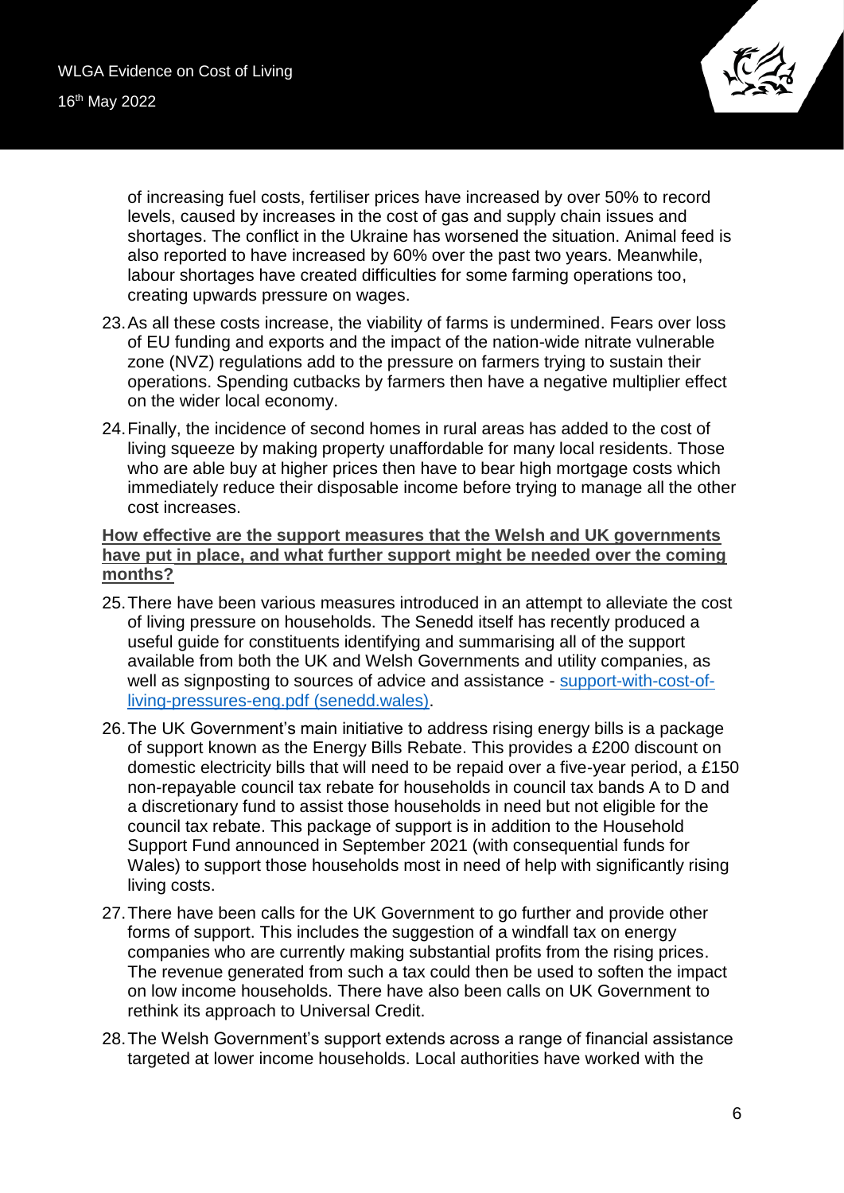of increasing fuel costs, fertiliser prices have increased by over 50% to record levels, caused by increases in the cost of gas and supply chain issues and shortages. The conflict in the Ukraine has worsened the situation. Animal feed is also reported to have increased by 60% over the past two years. Meanwhile, labour shortages have created difficulties for some farming operations too, creating upwards pressure on wages.

23. As all these costs increase, the viability of farms is undermined. Fears over loss of EU funding and exports and the impact of the nation-wide nitrate vulnerable zone (NVZ) regulations add to the pressure on farmers trying to sustain their operations. Spending cutbacks by farmers then have a negative multiplier effect on the wider local economy.

24. Finally, the incidence of second homes in rural areas has added to the cost of living squeeze by making property unaffordable for many local residents. Those who are able buy at higher prices then have to bear high mortgage costs which immediately reduce their disposable income before trying to manage all the other cost increases.

**How effective are the support measures that the Welsh and UK governments have put in place, and what further support might be needed over the coming months?**

25. There have been various measures introduced in an attempt to alleviate the cost of living pressure on households. The Senedd itself has recently produced a useful guide for constituents identifying and summarising all of the support available from both the UK and Welsh Governments and utility companies, as well as signposting to sources of advice and assistance - [support-with-cost-of-living-pressures-eng.pdf (senedd.wales)](support-with-cost-of-living-pressures-eng.pdf (senedd.wales)).

26. The UK Government's main initiative to address rising energy bills is a package of support known as the Energy Bills Rebate. This provides a £200 discount on domestic electricity bills that will need to be repaid over a five-year period, a £150 non-repayable council tax rebate for households in council tax bands A to D and a discretionary fund to assist those households in need but not eligible for the council tax rebate. This package of support is in addition to the Household Support Fund announced in September 2021 (with consequential funds for Wales) to support those households most in need of help with significantly rising living costs.

27. There have been calls for the UK Government to go further and provide other forms of support. This includes the suggestion of a windfall tax on energy companies who are currently making substantial profits from the rising prices. The revenue generated from such a tax could then be used to soften the impact on low income households. There have also been calls on UK Government to rethink its approach to Universal Credit.

28. The Welsh Government's support extends across a range of financial assistance targeted at lower income households. Local authorities have worked with the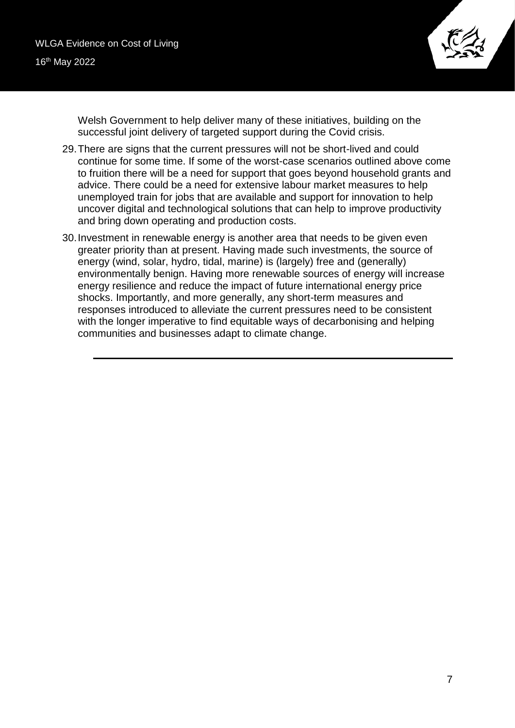Welsh Government to help deliver many of these initiatives, building on the successful joint delivery of targeted support during the Covid crisis.

29. There are signs that the current pressures will not be short-lived and could continue for some time. If some of the worst-case scenarios outlined above come to fruition there will be a need for support that goes beyond household grants and advice. There could be a need for extensive labour market measures to help unemployed train for jobs that are available and support for innovation to help uncover digital and technological solutions that can help to improve productivity and bring down operating and production costs.

30. Investment in renewable energy is another area that needs to be given even greater priority than at present. Having made such investments, the source of energy (wind, solar, hydro, tidal, marine) is (largely) free and (generally) environmentally benign. Having more renewable sources of energy will increase energy resilience and reduce the impact of future international energy price shocks. Importantly, and more generally, any short-term measures and responses introduced to alleviate the current pressures need to be consistent with the longer imperative to find equitable ways of decarbonising and helping communities and businesses adapt to climate change.

---